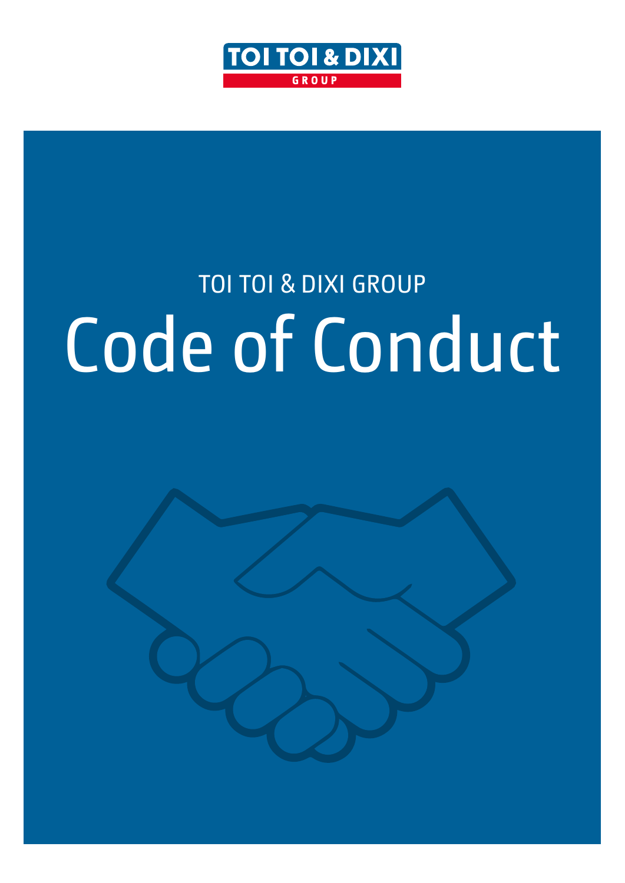TOI TOI & DIXI GROUP

TOI TOI & DIXI GROUP

# Code of Conduct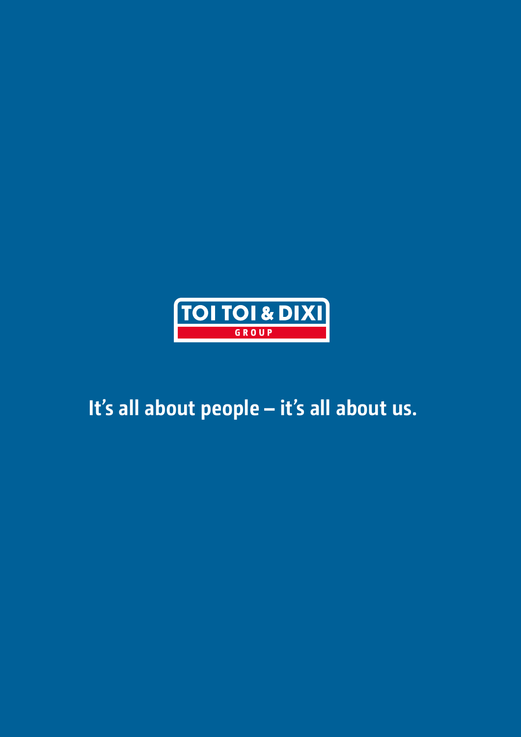TOI TOI & DIXI GROUP

It's all about people – it's all about us.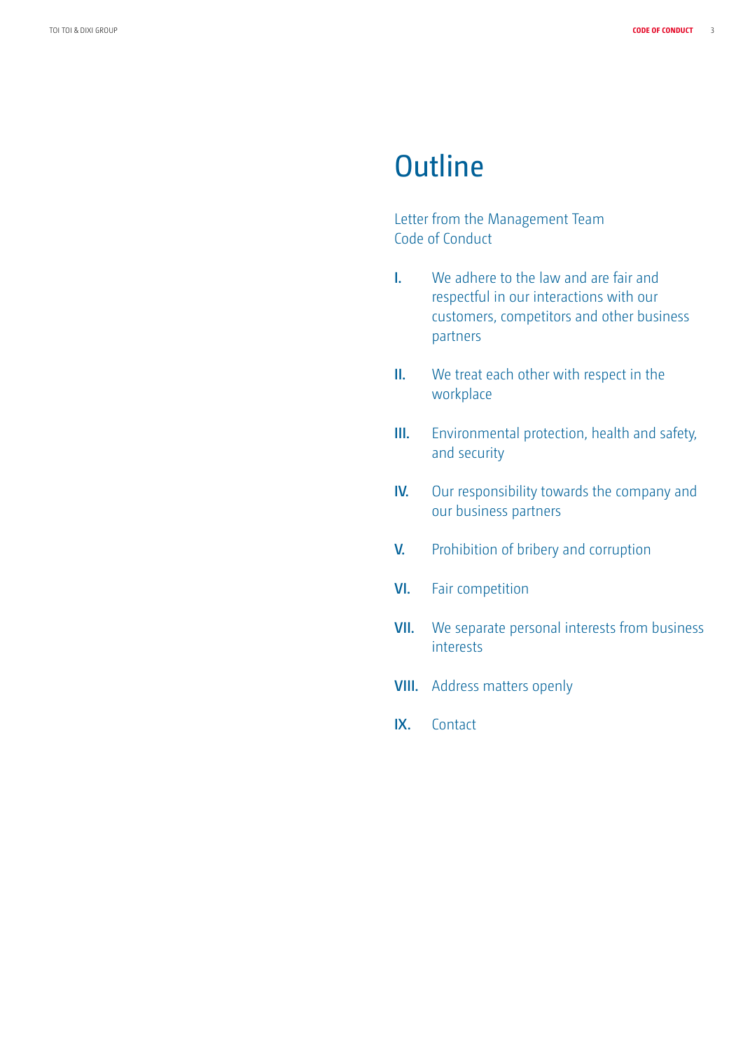# Outline

Letter from the Management Team
Code of Conduct

**I.** We adhere to the law and are fair and respectful in our interactions with our customers, competitors and other business partners

**II.** We treat each other with respect in the workplace

**III.** Environmental protection, health and safety, and security

**IV.** Our responsibility towards the company and our business partners

**V.** Prohibition of bribery and corruption

**VI.** Fair competition

**VII.** We separate personal interests from business interests

**VIII.** Address matters openly

**IX.** Contact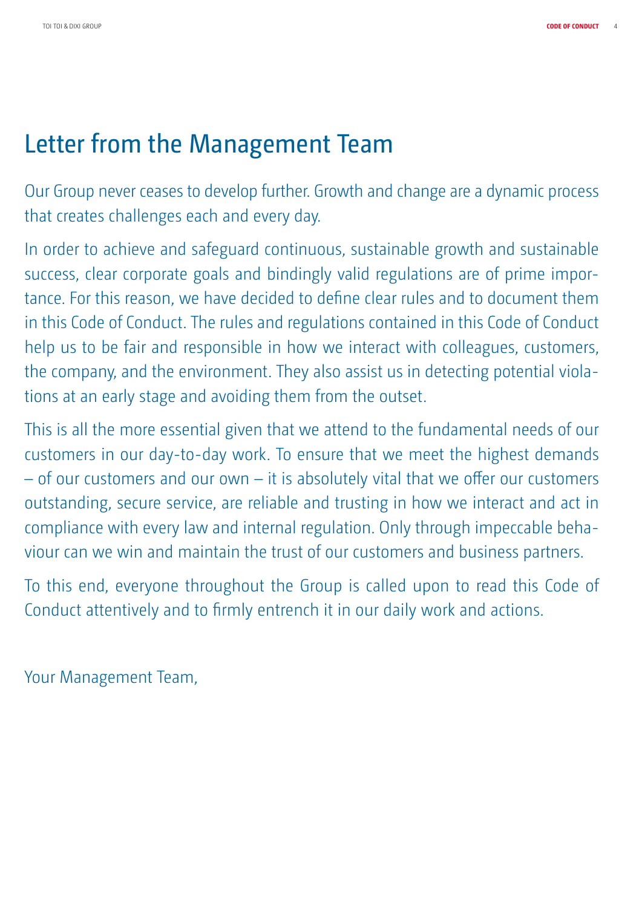# Letter from the Management Team

Our Group never ceases to develop further. Growth and change are a dynamic process that creates challenges each and every day.

In order to achieve and safeguard continuous, sustainable growth and sustainable success, clear corporate goals and bindingly valid regulations are of prime importance. For this reason, we have decided to define clear rules and to document them in this Code of Conduct. The rules and regulations contained in this Code of Conduct help us to be fair and responsible in how we interact with colleagues, customers, the company, and the environment. They also assist us in detecting potential violations at an early stage and avoiding them from the outset.

This is all the more essential given that we attend to the fundamental needs of our customers in our day-to-day work. To ensure that we meet the highest demands – of our customers and our own – it is absolutely vital that we offer our customers outstanding, secure service, are reliable and trusting in how we interact and act in compliance with every law and internal regulation. Only through impeccable behaviour can we win and maintain the trust of our customers and business partners.

To this end, everyone throughout the Group is called upon to read this Code of Conduct attentively and to firmly entrench it in our daily work and actions.

Your Management Team,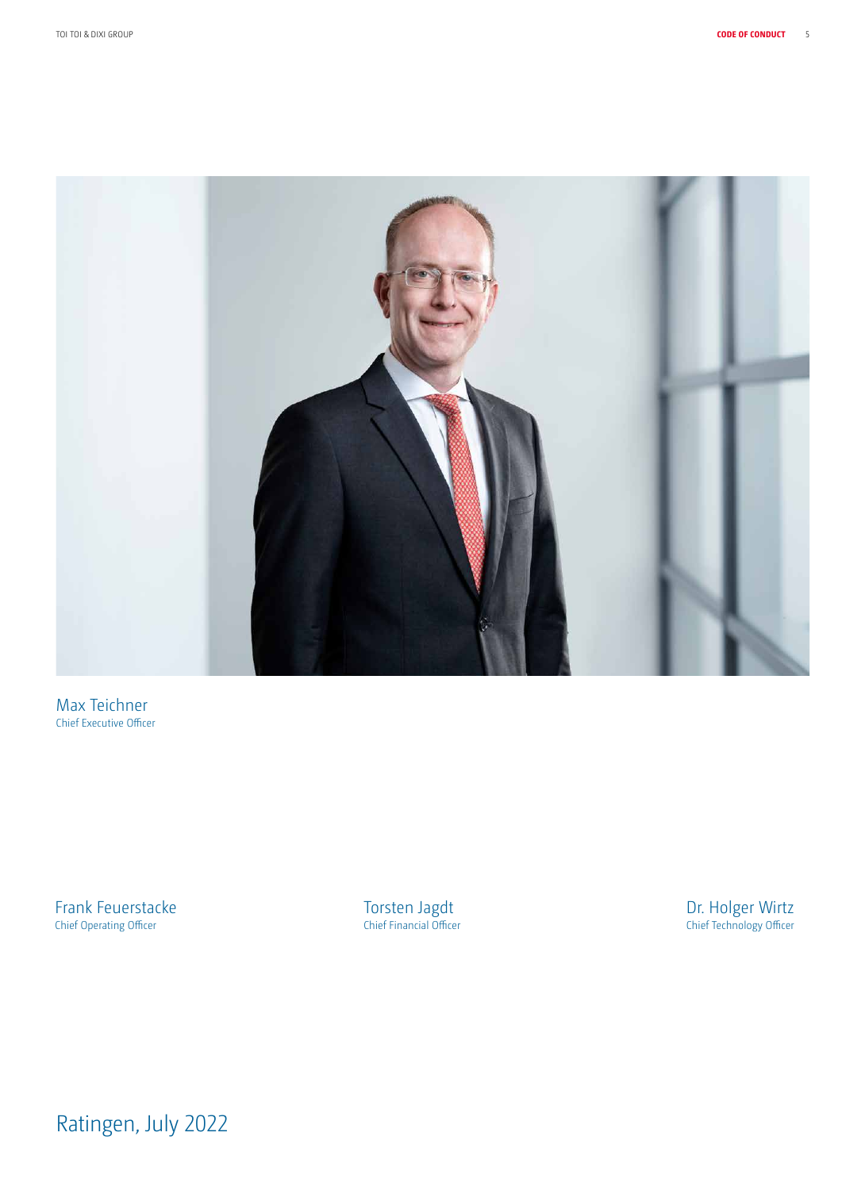Max Teichner
Chief Executive Officer

Frank Feuerstacke
Chief Operating Officer

Torsten Jagdt
Chief Financial Officer

Dr. Holger Wirtz
Chief Technology Officer

Ratingen, July 2022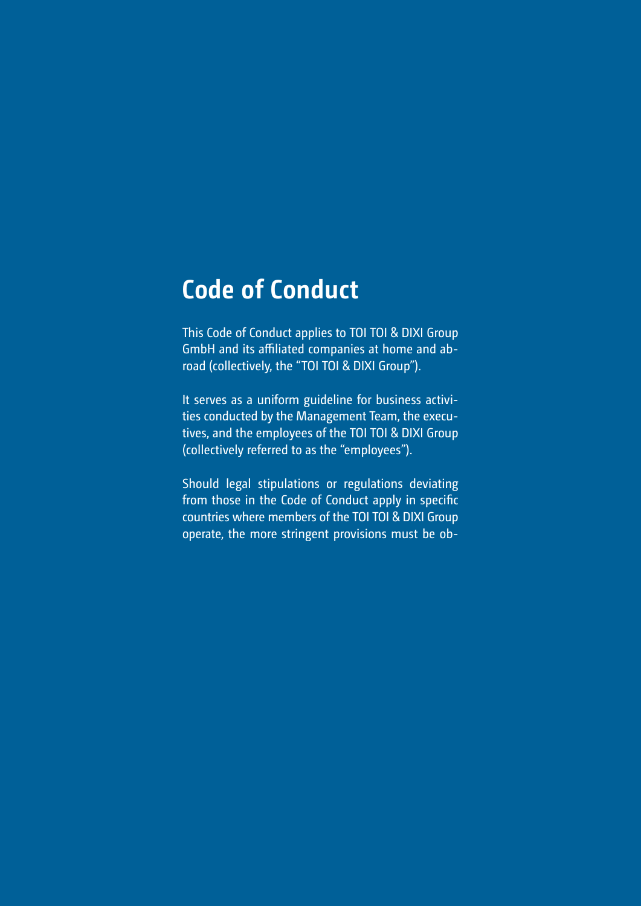# Code of Conduct

This Code of Conduct applies to TOI TOI & DIXI Group GmbH and its affiliated companies at home and abroad (collectively, the "TOI TOI & DIXI Group").

It serves as a uniform guideline for business activities conducted by the Management Team, the executives, and the employees of the TOI TOI & DIXI Group (collectively referred to as the "employees").

Should legal stipulations or regulations deviating from those in the Code of Conduct apply in specific countries where members of the TOI TOI & DIXI Group operate, the more stringent provisions must be ob-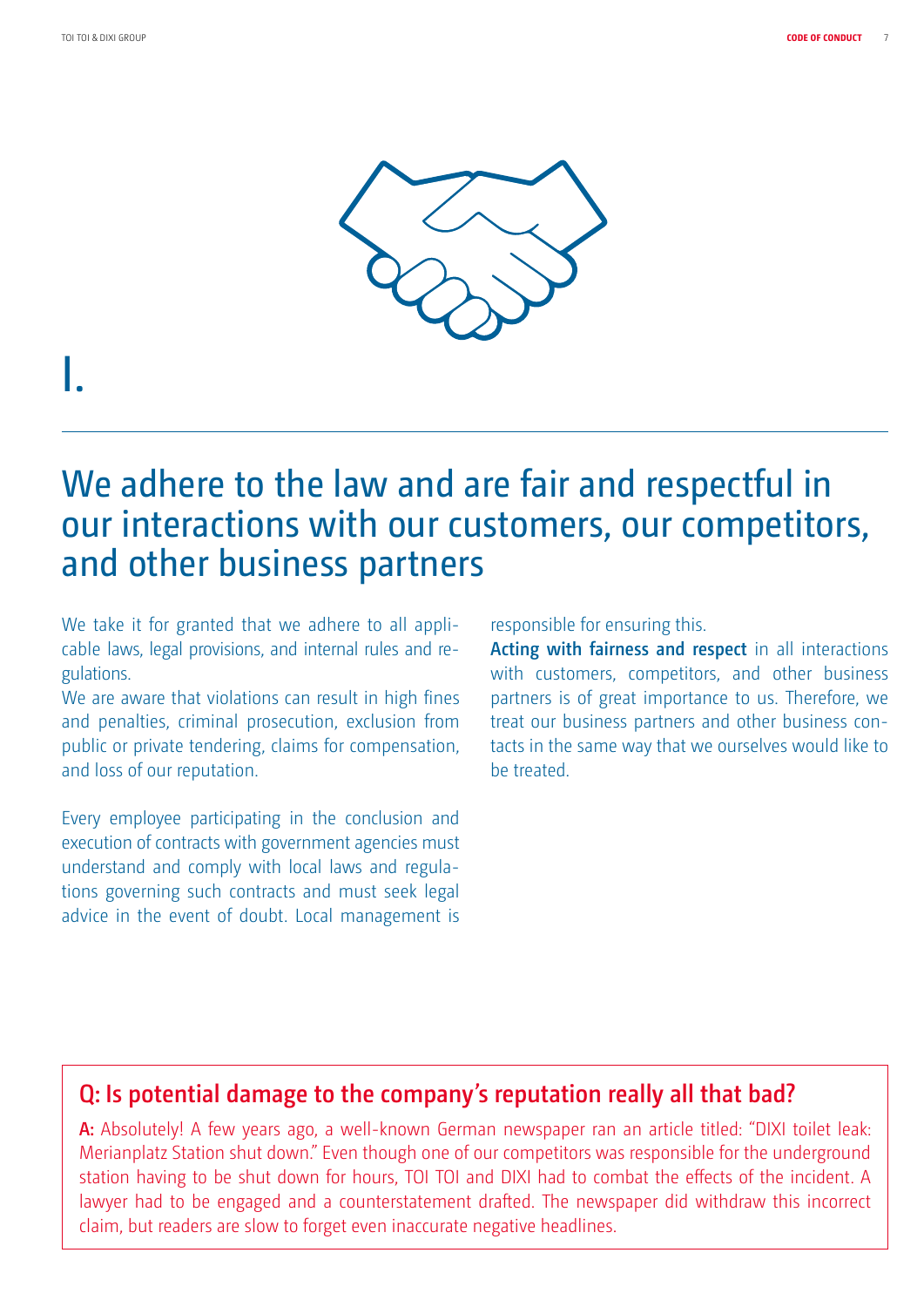# I.

## We adhere to the law and are fair and respectful in our interactions with our customers, our competitors, and other business partners

We take it for granted that we adhere to all applicable laws, legal provisions, and internal rules and regulations.

We are aware that violations can result in high fines and penalties, criminal prosecution, exclusion from public or private tendering, claims for compensation, and loss of our reputation.

Every employee participating in the conclusion and execution of contracts with government agencies must understand and comply with local laws and regulations governing such contracts and must seek legal advice in the event of doubt. Local management is responsible for ensuring this.

**Acting with fairness and respect** in all interactions with customers, competitors, and other business partners is of great importance to us. Therefore, we treat our business partners and other business contacts in the same way that we ourselves would like to be treated.

### Q: Is potential damage to the company's reputation really all that bad?

**A:** Absolutely! A few years ago, a well-known German newspaper ran an article titled: "DIXI toilet leak: Merianplatz Station shut down." Even though one of our competitors was responsible for the underground station having to be shut down for hours, TOI TOI and DIXI had to combat the effects of the incident. A lawyer had to be engaged and a counterstatement drafted. The newspaper did withdraw this incorrect claim, but readers are slow to forget even inaccurate negative headlines.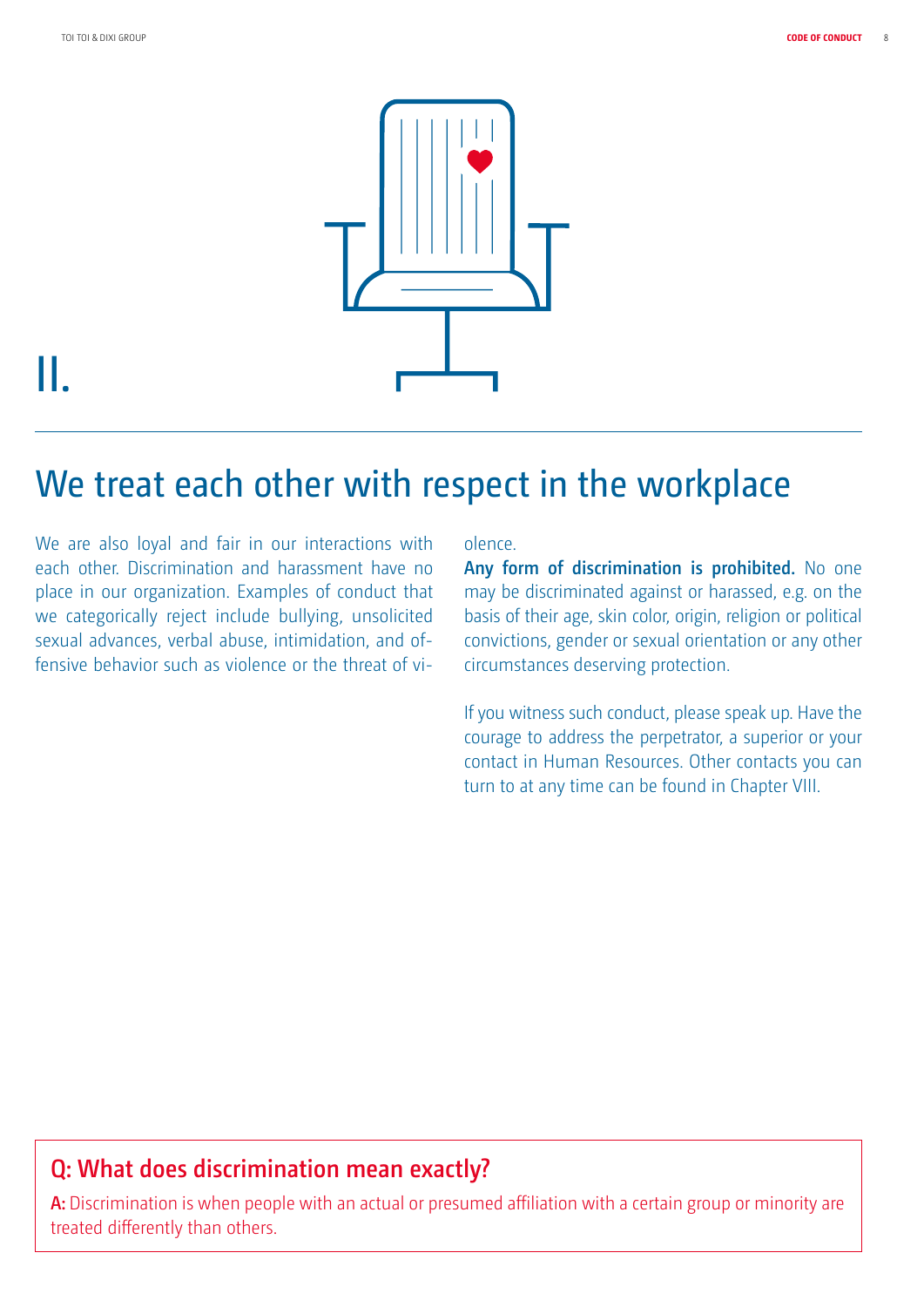II.

# We treat each other with respect in the workplace

We are also loyal and fair in our interactions with each other. Discrimination and harassment have no place in our organization. Examples of conduct that we categorically reject include bullying, unsolicited sexual advances, verbal abuse, intimidation, and offensive behavior such as violence or the threat of violence.

**Any form of discrimination is prohibited.** No one may be discriminated against or harassed, e.g. on the basis of their age, skin color, origin, religion or political convictions, gender or sexual orientation or any other circumstances deserving protection.

If you witness such conduct, please speak up. Have the courage to address the perpetrator, a superior or your contact in Human Resources. Other contacts you can turn to at any time can be found in Chapter VIII.

## Q: What does discrimination mean exactly?

**A:** Discrimination is when people with an actual or presumed affiliation with a certain group or minority are treated differently than others.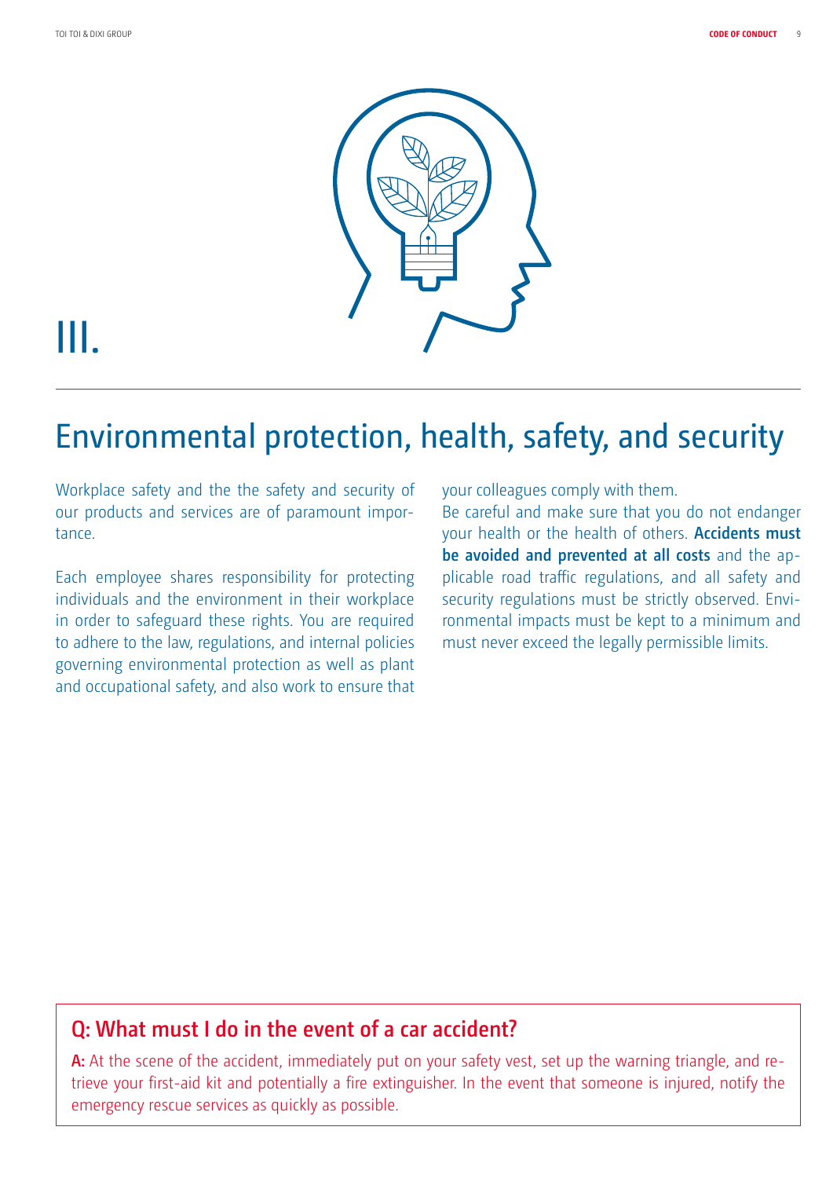III.

# Environmental protection, health, safety, and security

Workplace safety and the the safety and security of our products and services are of paramount importance.

Each employee shares responsibility for protecting individuals and the environment in their workplace in order to safeguard these rights. You are required to adhere to the law, regulations, and internal policies governing environmental protection as well as plant and occupational safety, and also work to ensure that your colleagues comply with them.

Be careful and make sure that you do not endanger your health or the health of others. **Accidents must be avoided and prevented at all costs** and the applicable road traffic regulations, and all safety and security regulations must be strictly observed. Environmental impacts must be kept to a minimum and must never exceed the legally permissible limits.

## Q: What must I do in the event of a car accident?

**A:** At the scene of the accident, immediately put on your safety vest, set up the warning triangle, and retrieve your first-aid kit and potentially a fire extinguisher. In the event that someone is injured, notify the emergency rescue services as quickly as possible.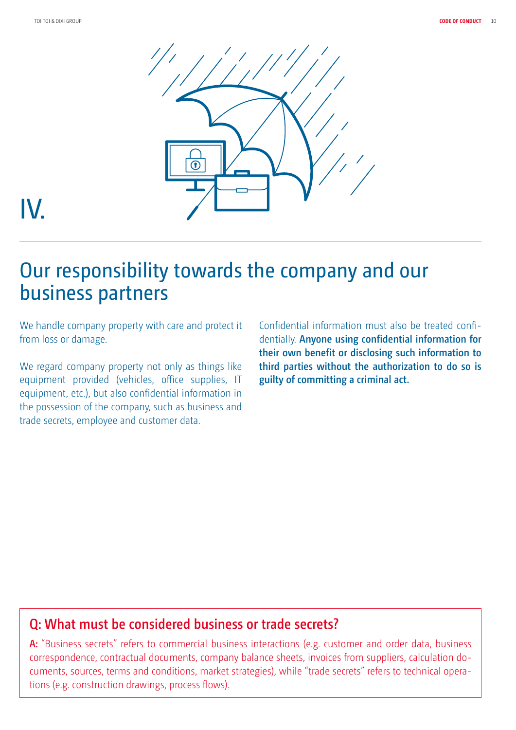IV.

# Our responsibility towards the company and our business partners

We handle company property with care and protect it from loss or damage.

We regard company property not only as things like equipment provided (vehicles, office supplies, IT equipment, etc.), but also confidential information in the possession of the company, such as business and trade secrets, employee and customer data.

Confidential information must also be treated confidentially. **Anyone using confidential information for their own benefit or disclosing such information to third parties without the authorization to do so is guilty of committing a criminal act.**

## Q: What must be considered business or trade secrets?

**A:** "Business secrets" refers to commercial business interactions (e.g. customer and order data, business correspondence, contractual documents, company balance sheets, invoices from suppliers, calculation documents, sources, terms and conditions, market strategies), while "trade secrets" refers to technical operations (e.g. construction drawings, process flows).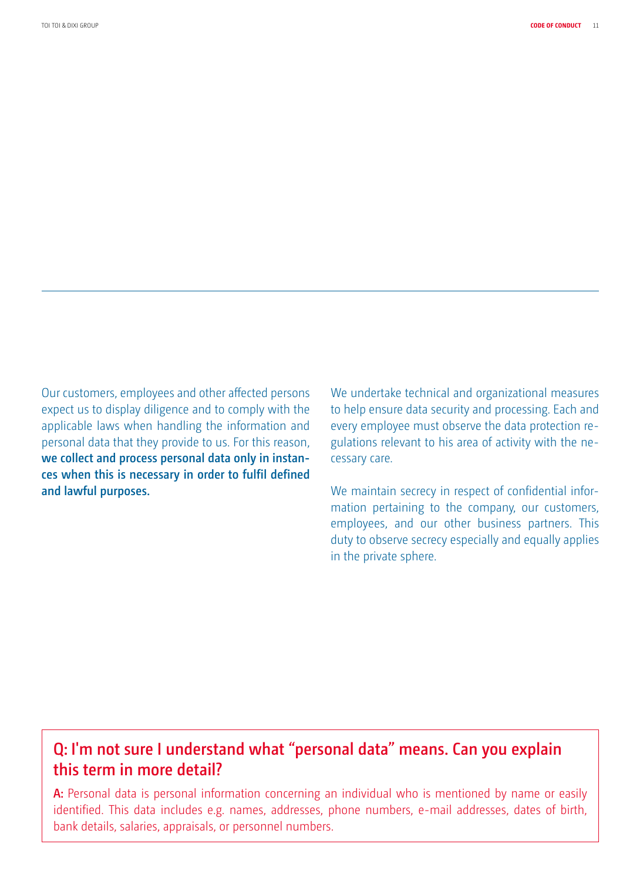Our customers, employees and other affected persons expect us to display diligence and to comply with the applicable laws when handling the information and personal data that they provide to us. For this reason, **we collect and process personal data only in instances when this is necessary in order to fulfil defined and lawful purposes.**

We undertake technical and organizational measures to help ensure data security and processing. Each and every employee must observe the data protection regulations relevant to his area of activity with the necessary care.

We maintain secrecy in respect of confidential information pertaining to the company, our customers, employees, and our other business partners. This duty to observe secrecy especially and equally applies in the private sphere.

## Q: I'm not sure I understand what "personal data" means. Can you explain this term in more detail?

**A:** Personal data is personal information concerning an individual who is mentioned by name or easily identified. This data includes e.g. names, addresses, phone numbers, e-mail addresses, dates of birth, bank details, salaries, appraisals, or personnel numbers.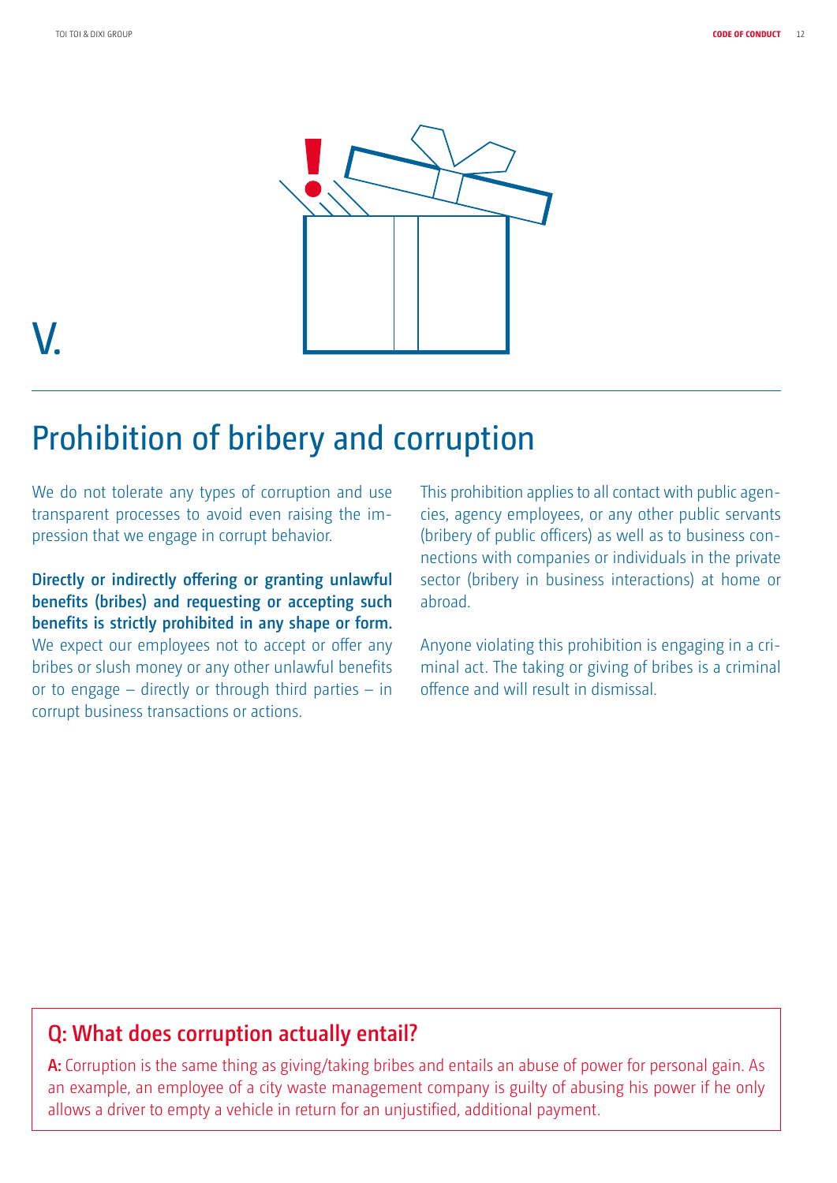V.

# Prohibition of bribery and corruption

We do not tolerate any types of corruption and use transparent processes to avoid even raising the impression that we engage in corrupt behavior.

**Directly or indirectly offering or granting unlawful benefits (bribes) and requesting or accepting such benefits is strictly prohibited in any shape or form.** We expect our employees not to accept or offer any bribes or slush money or any other unlawful benefits or to engage – directly or through third parties – in corrupt business transactions or actions.

This prohibition applies to all contact with public agencies, agency employees, or any other public servants (bribery of public officers) as well as to business connections with companies or individuals in the private sector (bribery in business interactions) at home or abroad.

Anyone violating this prohibition is engaging in a criminal act. The taking or giving of bribes is a criminal offence and will result in dismissal.

## Q: What does corruption actually entail?

**A:** Corruption is the same thing as giving/taking bribes and entails an abuse of power for personal gain. As an example, an employee of a city waste management company is guilty of abusing his power if he only allows a driver to empty a vehicle in return for an unjustified, additional payment.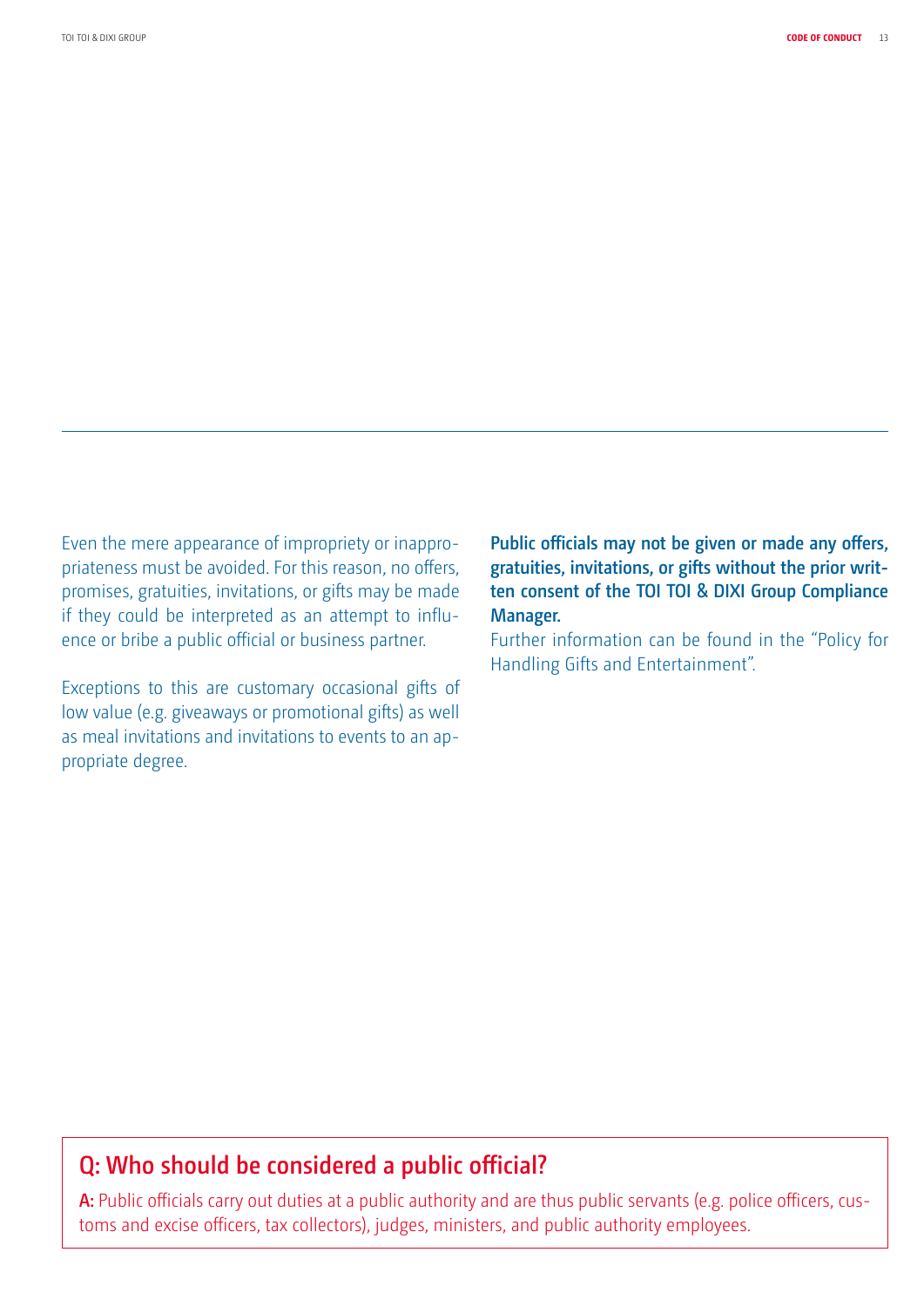Even the mere appearance of impropriety or inappropriateness must be avoided. For this reason, no offers, promises, gratuities, invitations, or gifts may be made if they could be interpreted as an attempt to influence or bribe a public official or business partner.

Exceptions to this are customary occasional gifts of low value (e.g. giveaways or promotional gifts) as well as meal invitations and invitations to events to an appropriate degree.

**Public officials may not be given or made any offers, gratuities, invitations, or gifts without the prior written consent of the TOI TOI & DIXI Group Compliance Manager.**

Further information can be found in the "Policy for Handling Gifts and Entertainment".

## Q: Who should be considered a public official?

**A:** Public officials carry out duties at a public authority and are thus public servants (e.g. police officers, customs and excise officers, tax collectors), judges, ministers, and public authority employees.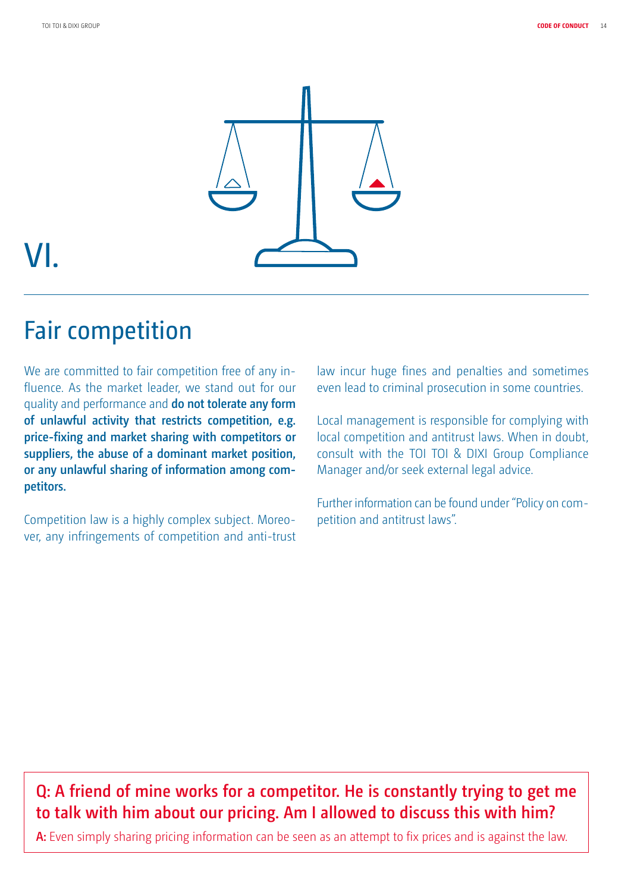VI.

# Fair competition

We are committed to fair competition free of any influence. As the market leader, we stand out for our quality and performance and **do not tolerate any form of unlawful activity that restricts competition, e.g. price-fixing and market sharing with competitors or suppliers, the abuse of a dominant market position, or any unlawful sharing of information among competitors.**

Competition law is a highly complex subject. Moreover, any infringements of competition and anti-trust law incur huge fines and penalties and sometimes even lead to criminal prosecution in some countries.

Local management is responsible for complying with local competition and antitrust laws. When in doubt, consult with the TOI TOI & DIXI Group Compliance Manager and/or seek external legal advice.

Further information can be found under "Policy on competition and antitrust laws".

**Q: A friend of mine works for a competitor. He is constantly trying to get me to talk with him about our pricing. Am I allowed to discuss this with him?**

**A:** Even simply sharing pricing information can be seen as an attempt to fix prices and is against the law.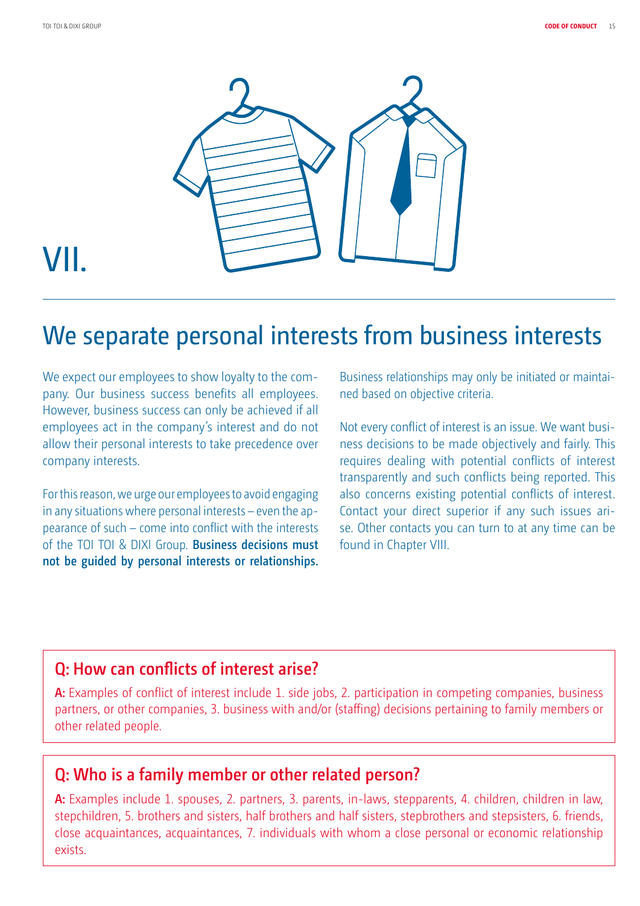VII.

# We separate personal interests from business interests

We expect our employees to show loyalty to the company. Our business success benefits all employees. However, business success can only be achieved if all employees act in the company's interest and do not allow their personal interests to take precedence over company interests.

For this reason, we urge our employees to avoid engaging in any situations where personal interests – even the appearance of such – come into conflict with the interests of the TOI TOI & DIXI Group. **Business decisions must not be guided by personal interests or relationships.** Business relationships may only be initiated or maintained based on objective criteria.

Not every conflict of interest is an issue. We want business decisions to be made objectively and fairly. This requires dealing with potential conflicts of interest transparently and such conflicts being reported. This also concerns existing potential conflicts of interest. Contact your direct superior if any such issues arise. Other contacts you can turn to at any time can be found in Chapter VIII.

## Q: How can conflicts of interest arise?

**A:** Examples of conflict of interest include 1. side jobs, 2. participation in competing companies, business partners, or other companies, 3. business with and/or (staffing) decisions pertaining to family members or other related people.

## Q: Who is a family member or other related person?

**A:** Examples include 1. spouses, 2. partners, 3. parents, in-laws, stepparents, 4. children, children in law, stepchildren, 5. brothers and sisters, half brothers and half sisters, stepbrothers and stepsisters, 6. friends, close acquaintances, acquaintances, 7. individuals with whom a close personal or economic relationship exists.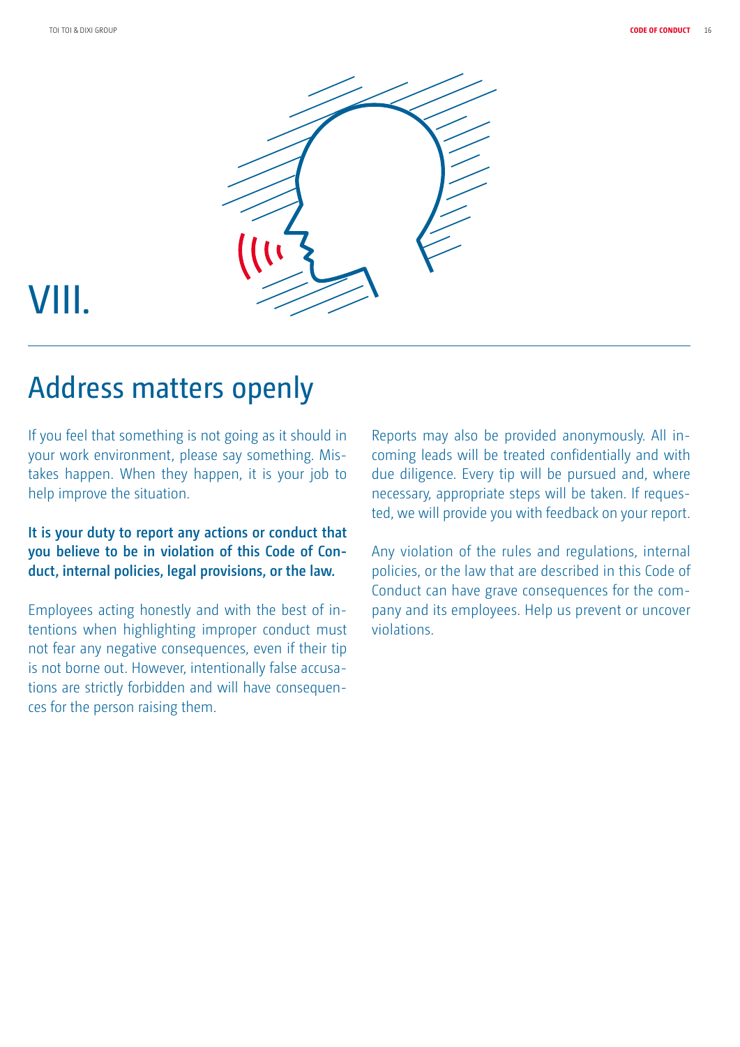# VIII.

## Address matters openly

If you feel that something is not going as it should in your work environment, please say something. Mistakes happen. When they happen, it is your job to help improve the situation.

**It is your duty to report any actions or conduct that you believe to be in violation of this Code of Conduct, internal policies, legal provisions, or the law.**

Employees acting honestly and with the best of intentions when highlighting improper conduct must not fear any negative consequences, even if their tip is not borne out. However, intentionally false accusations are strictly forbidden and will have consequences for the person raising them.

Reports may also be provided anonymously. All incoming leads will be treated confidentially and with due diligence. Every tip will be pursued and, where necessary, appropriate steps will be taken. If requested, we will provide you with feedback on your report.

Any violation of the rules and regulations, internal policies, or the law that are described in this Code of Conduct can have grave consequences for the company and its employees. Help us prevent or uncover violations.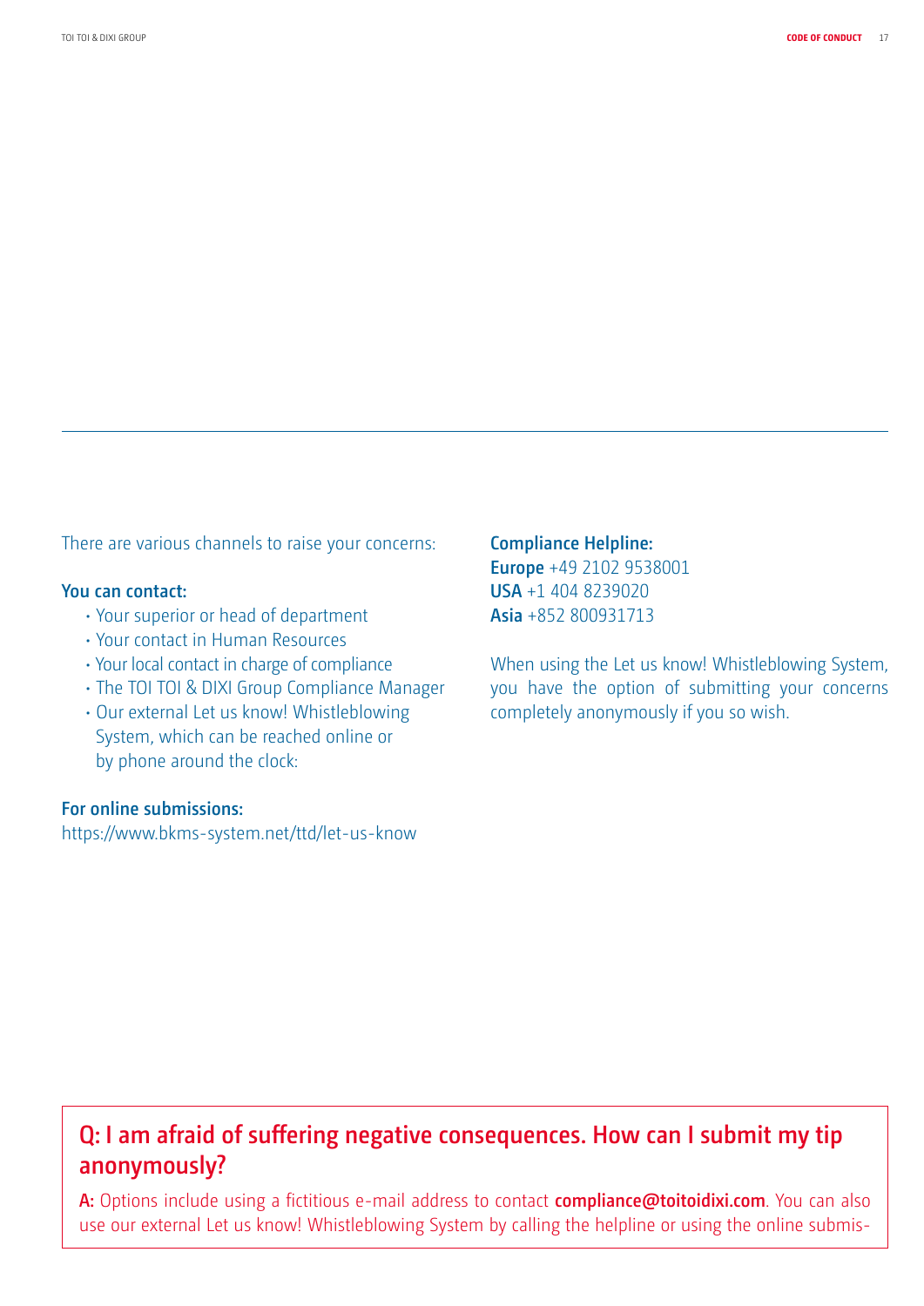There are various channels to raise your concerns:

**You can contact:**

- Your superior or head of department
- Your contact in Human Resources
- Your local contact in charge of compliance
- The TOI TOI & DIXI Group Compliance Manager
- Our external Let us know! Whistleblowing System, which can be reached online or by phone around the clock:

**For online submissions:**
https://www.bkms-system.net/ttd/let-us-know

**Compliance Helpline:**
**Europe** +49 2102 9538001
**USA** +1 404 8239020
**Asia** +852 800931713

When using the Let us know! Whistleblowing System, you have the option of submitting your concerns completely anonymously if you so wish.

## Q: I am afraid of suffering negative consequences. How can I submit my tip anonymously?

**A:** Options include using a fictitious e-mail address to contact **compliance@toitoidixi.com**. You can also use our external Let us know! Whistleblowing System by calling the helpline or using the online submis-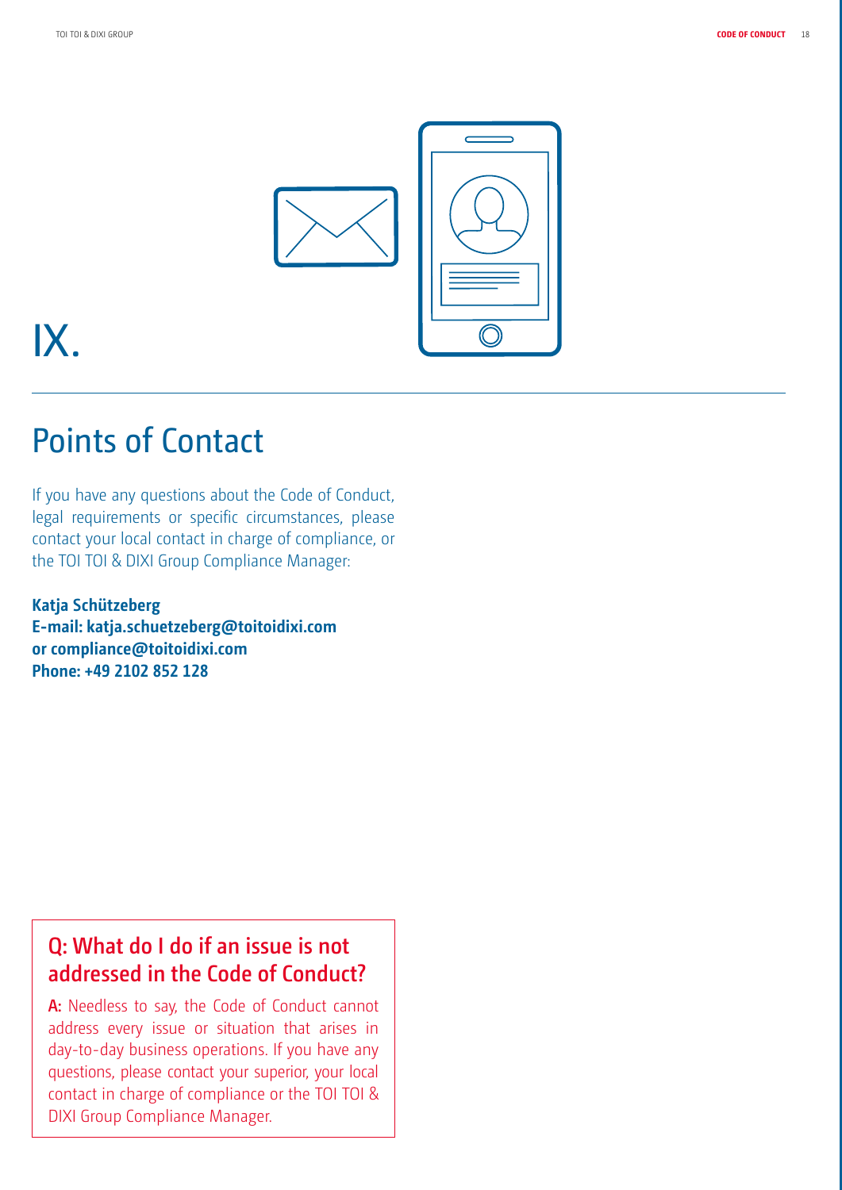# IX.

## Points of Contact

If you have any questions about the Code of Conduct, legal requirements or specific circumstances, please contact your local contact in charge of compliance, or the TOI TOI & DIXI Group Compliance Manager:

**Katja Schützeberg**
**E-mail: katja.schuetzeberg@toitoidixi.com**
**or compliance@toitoidixi.com**
**Phone: +49 2102 852 128**

### Q: What do I do if an issue is not addressed in the Code of Conduct?

**A:** Needless to say, the Code of Conduct cannot address every issue or situation that arises in day-to-day business operations. If you have any questions, please contact your superior, your local contact in charge of compliance or the TOI TOI & DIXI Group Compliance Manager.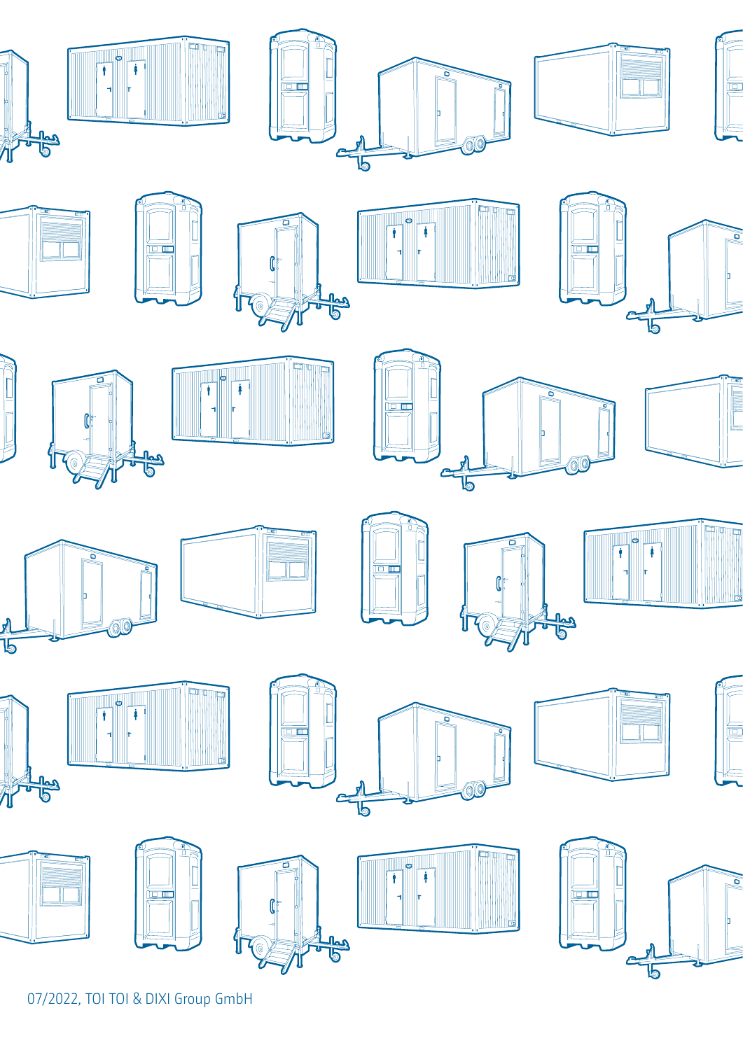07/2022, TOI TOI & DIXI Group GmbH